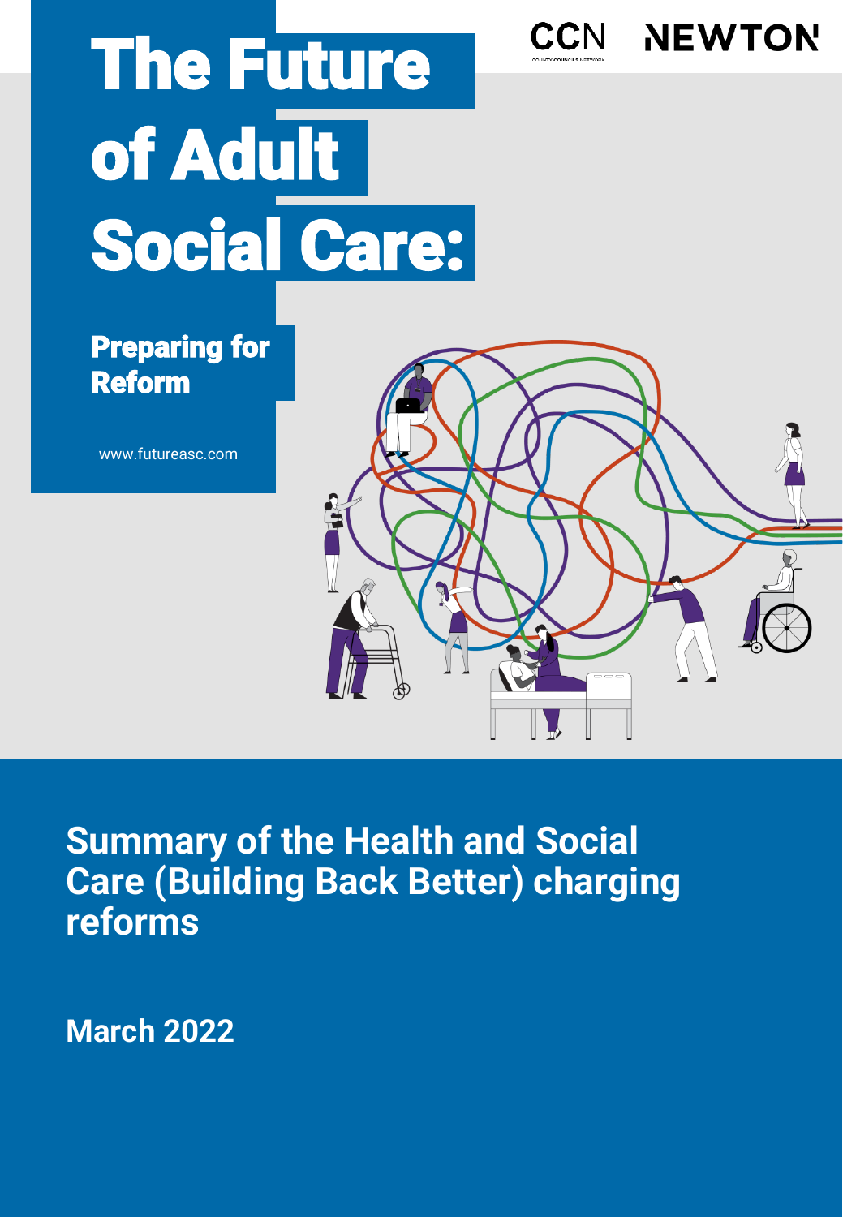# The Future of Adult Social Care:

## Preparing for Reform

www.futureasc.com

CCN NEWTON

## Summary of the Health and Social Care (Building Back Better) charging reforms

**March 2022**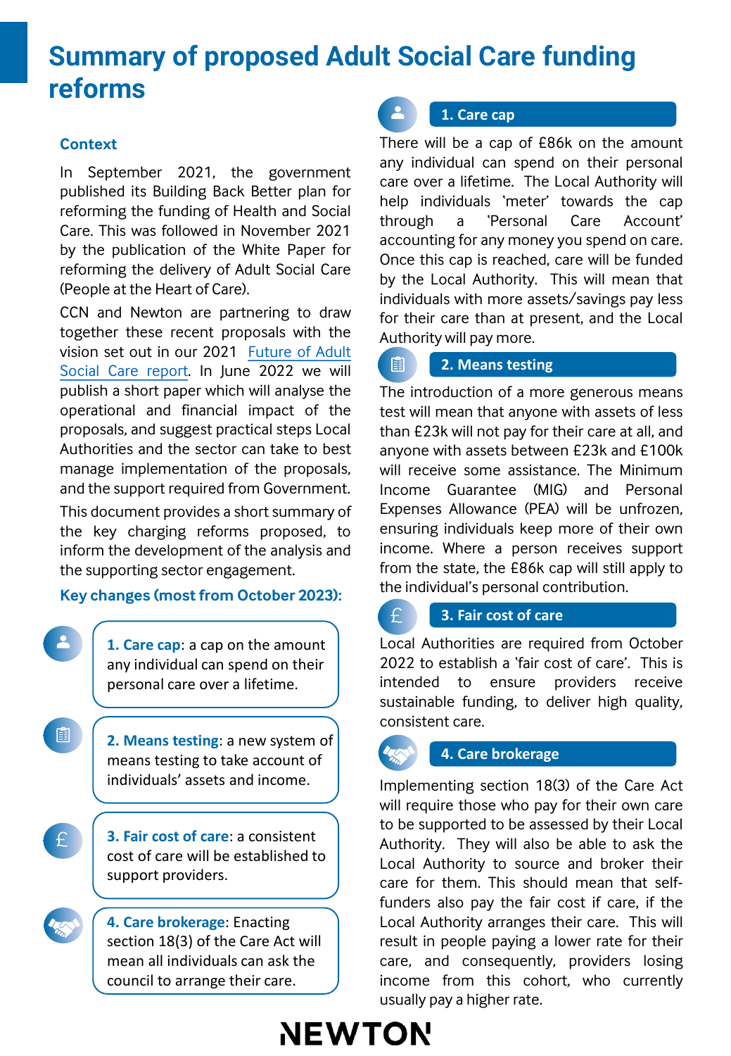# Summary of proposed Adult Social Care funding reforms

## Context

In September 2021, the government published its Building Back Better plan for reforming the funding of Health and Social Care. This was followed in November 2021 by the publication of the White Paper for reforming the delivery of Adult Social Care (People at the Heart of Care).

CCN and Newton are partnering to draw together these recent proposals with the vision set out in our 2021 Future of Adult Social Care report. In June 2022 we will publish a short paper which will analyse the operational and financial impact of the proposals, and suggest practical steps Local Authorities and the sector can take to best manage implementation of the proposals, and the support required from Government.

This document provides a short summary of the key charging reforms proposed, to inform the development of the analysis and the supporting sector engagement.

### Key changes (most from October 2023):

**1. Care cap**: a cap on the amount any individual can spend on their personal care over a lifetime.

**2. Means testing**: a new system of means testing to take account of individuals' assets and income.

**3. Fair cost of care**: a consistent cost of care will be established to support providers.

**4. Care brokerage**: Enacting section 18(3) of the Care Act will mean all individuals can ask the council to arrange their care.

### 1. Care cap

There will be a cap of £86k on the amount any individual can spend on their personal care over a lifetime. The Local Authority will help individuals 'meter' towards the cap through a 'Personal Care Account' accounting for any money you spend on care. Once this cap is reached, care will be funded by the Local Authority. This will mean that individuals with more assets/savings pay less for their care than at present, and the Local Authority will pay more.

### 2. Means testing

The introduction of a more generous means test will mean that anyone with assets of less than £23k will not pay for their care at all, and anyone with assets between £23k and £100k will receive some assistance. The Minimum Income Guarantee (MIG) and Personal Expenses Allowance (PEA) will be unfrozen, ensuring individuals keep more of their own income. Where a person receives support from the state, the £86k cap will still apply to the individual's personal contribution.

### 3. Fair cost of care

Local Authorities are required from October 2022 to establish a 'fair cost of care'. This is intended to ensure providers receive sustainable funding, to deliver high quality, consistent care.

### 4. Care brokerage

Implementing section 18(3) of the Care Act will require those who pay for their own care to be supported to be assessed by their Local Authority. They will also be able to ask the Local Authority to source and broker their care for them. This should mean that self-funders also pay the fair cost if care, if the Local Authority arranges their care. This will result in people paying a lower rate for their care, and consequently, providers losing income from this cohort, who currently usually pay a higher rate.